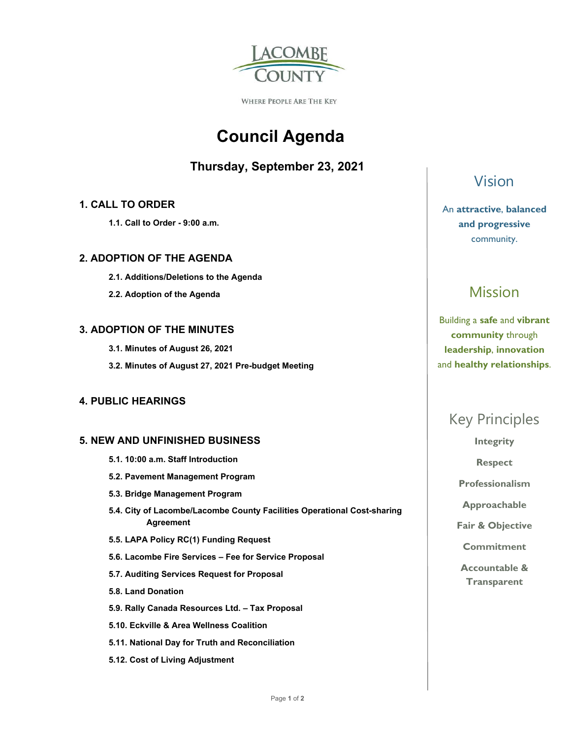LACOMBE COUNTY

WHERE PEOPLE ARE THE KEY

# Council Agenda

## Thursday, September 23, 2021

### 1. CALL TO ORDER

**1.1. Call to Order - 9:00 a.m.**

### 2. ADOPTION OF THE AGENDA

**2.1. Additions/Deletions to the Agenda**

**2.2. Adoption of the Agenda**

### 3. ADOPTION OF THE MINUTES

**3.1. Minutes of August 26, 2021**

**3.2. Minutes of August 27, 2021 Pre-budget Meeting**

### 4. PUBLIC HEARINGS

### 5. NEW AND UNFINISHED BUSINESS

**5.1. 10:00 a.m. Staff Introduction**

**5.2. Pavement Management Program**

**5.3. Bridge Management Program**

**5.4. City of Lacombe/Lacombe County Facilities Operational Cost-sharing Agreement**

**5.5. LAPA Policy RC(1) Funding Request**

**5.6. Lacombe Fire Services – Fee for Service Proposal**

**5.7. Auditing Services Request for Proposal**

**5.8. Land Donation**

**5.9. Rally Canada Resources Ltd. – Tax Proposal**

**5.10. Eckville & Area Wellness Coalition**

**5.11. National Day for Truth and Reconciliation**

**5.12. Cost of Living Adjustment**

## Vision

An **attractive**, **balanced and progressive** community.

## Mission

Building a **safe** and **vibrant community** through **leadership**, **innovation** and **healthy relationships**.

## Key Principles

**Integrity**

**Respect**

**Professionalism**

**Approachable**

**Fair & Objective**

**Commitment**

**Accountable & Transparent**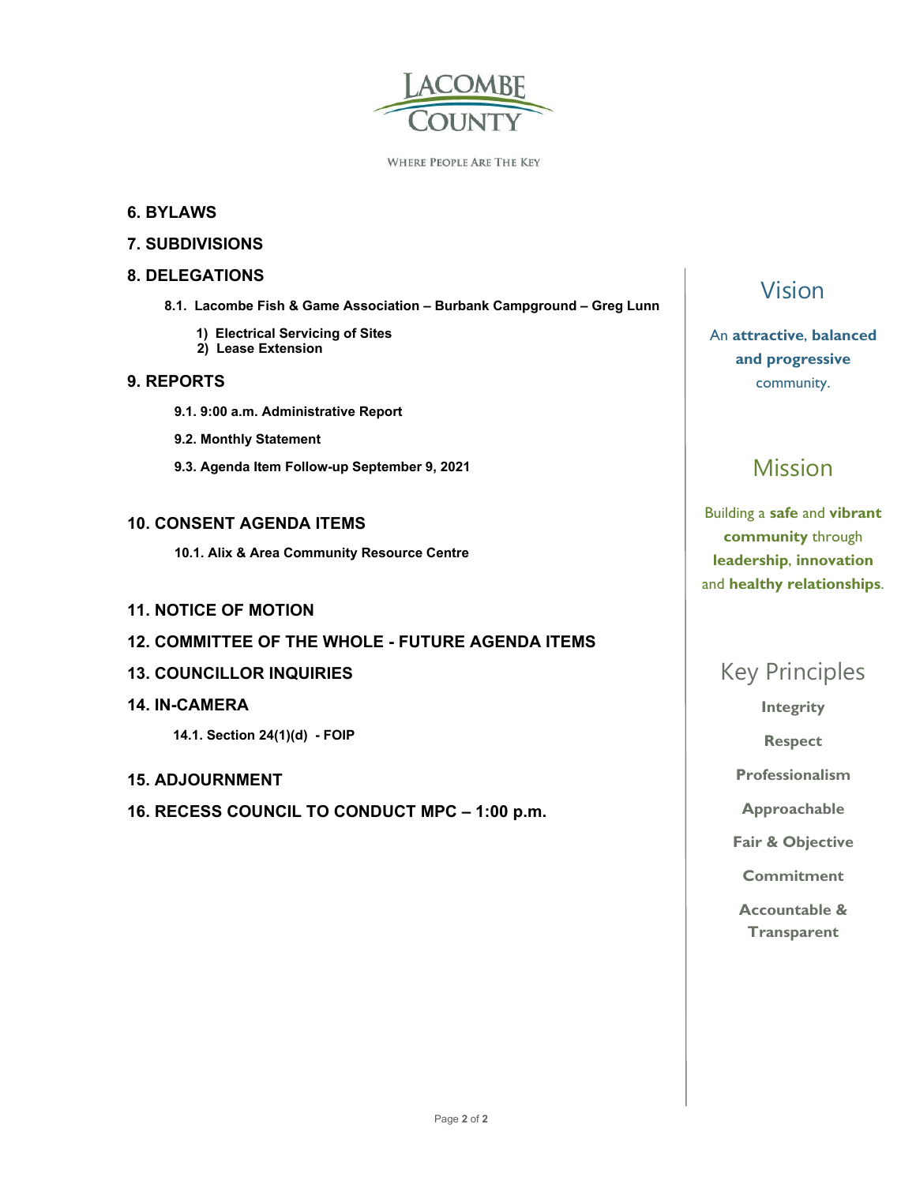LACOMBE COUNTY

WHERE PEOPLE ARE THE KEY

## 6. BYLAWS

## 7. SUBDIVISIONS

## 8. DELEGATIONS

**8.1. Lacombe Fish & Game Association – Burbank Campground – Greg Lunn**

1) **Electrical Servicing of Sites**
2) **Lease Extension**

## 9. REPORTS

**9.1. 9:00 a.m. Administrative Report**

**9.2. Monthly Statement**

**9.3. Agenda Item Follow-up September 9, 2021**

## 10. CONSENT AGENDA ITEMS

**10.1. Alix & Area Community Resource Centre**

## 11. NOTICE OF MOTION

## 12. COMMITTEE OF THE WHOLE - FUTURE AGENDA ITEMS

## 13. COUNCILLOR INQUIRIES

## 14. IN-CAMERA

**14.1. Section 24(1)(d) - FOIP**

## 15. ADJOURNMENT

## 16. RECESS COUNCIL TO CONDUCT MPC – 1:00 p.m.

### Vision

An **attractive**, **balanced and progressive** community.

### Mission

Building a **safe** and **vibrant community** through **leadership**, **innovation** and **healthy relationships**.

### Key Principles

**Integrity**

**Respect**

**Professionalism**

**Approachable**

**Fair & Objective**

**Commitment**

**Accountable & Transparent**